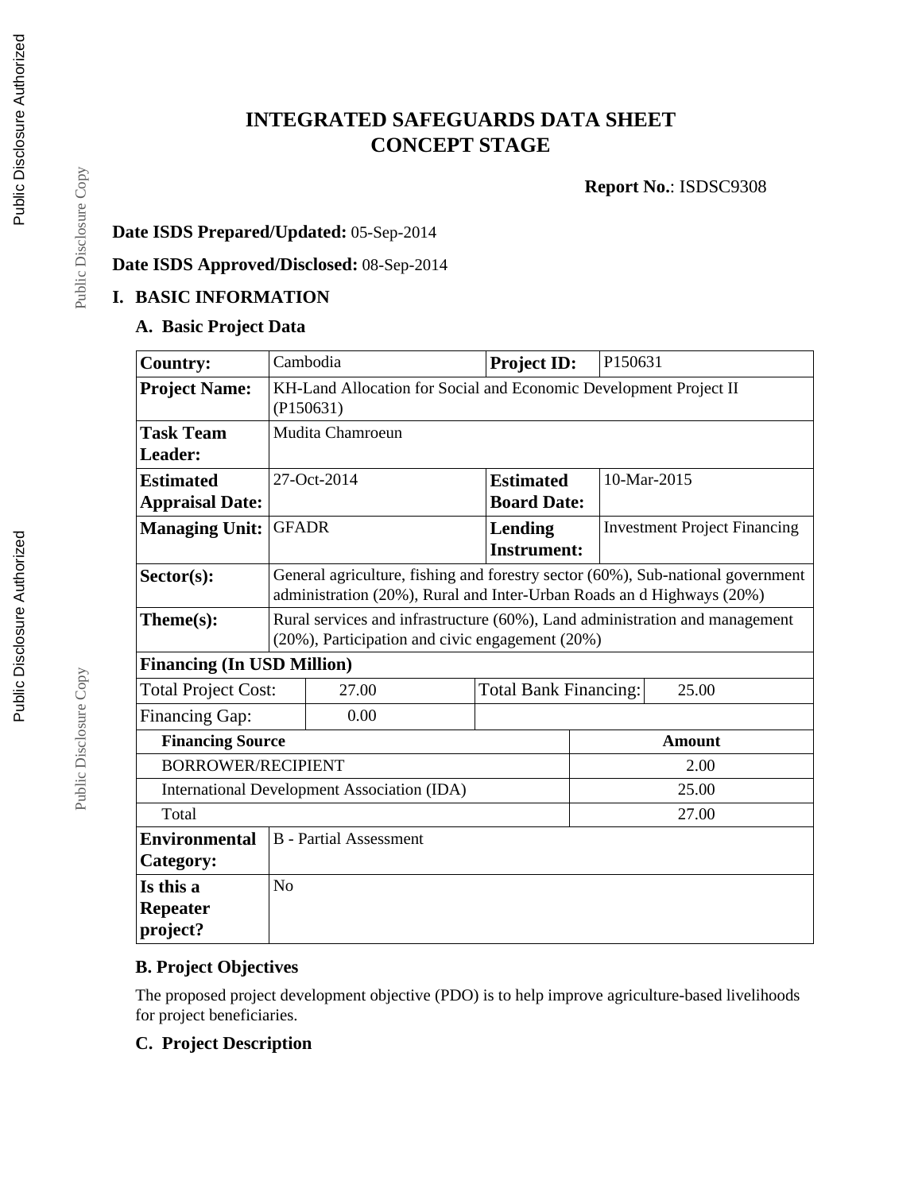# INTEGRATED SAFEGUARDS DATA SHEET
# CONCEPT STAGE

**Report No.**: ISDSC9308

**Date ISDS Prepared/Updated:** 05-Sep-2014

**Date ISDS Approved/Disclosed:** 08-Sep-2014

## I. BASIC INFORMATION

### A. Basic Project Data

| | | | |
|---|---|---|---|
| **Country:** | Cambodia | **Project ID:** | P150631 |
| **Project Name:** | KH-Land Allocation for Social and Economic Development Project II (P150631) | | |
| **Task Team Leader:** | Mudita Chamroeun | | |
| **Estimated Appraisal Date:** | 27-Oct-2014 | **Estimated Board Date:** | 10-Mar-2015 |
| **Managing Unit:** | GFADR | **Lending Instrument:** | Investment Project Financing |
| **Sector(s):** | General agriculture, fishing and forestry sector (60%), Sub-national government administration (20%), Rural and Inter-Urban Roads an d Highways (20%) | | |
| **Theme(s):** | Rural services and infrastructure (60%), Land administration and management (20%), Participation and civic engagement (20%) | | |
| **Financing (In USD Million)** | | | |
| Total Project Cost: | 27.00 | Total Bank Financing: | 25.00 |
| Financing Gap: | 0.00 | | |
| **Financing Source** | | | **Amount** |
| BORROWER/RECIPIENT | | | 2.00 |
| International Development Association (IDA) | | | 25.00 |
| Total | | | 27.00 |
| **Environmental Category:** | B - Partial Assessment | | |
| **Is this a Repeater project?** | No | | |

### B. Project Objectives

The proposed project development objective (PDO) is to help improve agriculture-based livelihoods for project beneficiaries.

### C. Project Description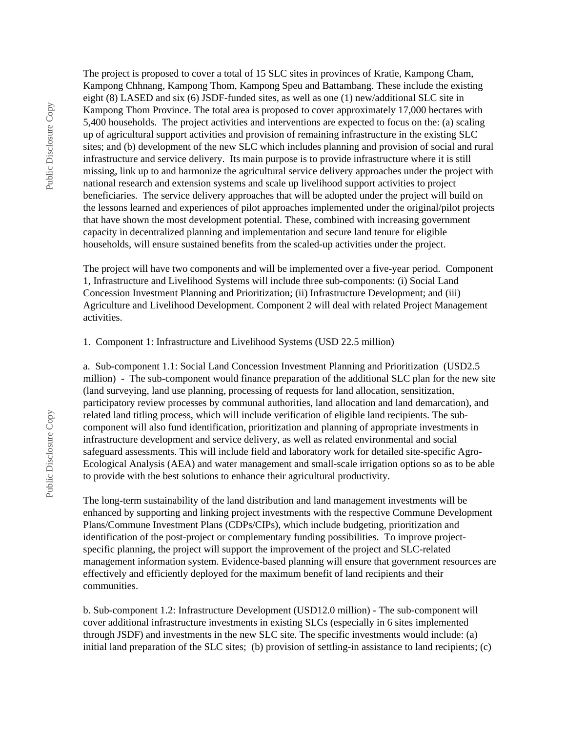The project is proposed to cover a total of 15 SLC sites in provinces of Kratie, Kampong Cham, Kampong Chhnang, Kampong Thom, Kampong Speu and Battambang. These include the existing eight (8) LASED and six (6) JSDF-funded sites, as well as one (1) new/additional SLC site in Kampong Thom Province. The total area is proposed to cover approximately 17,000 hectares with 5,400 households. The project activities and interventions are expected to focus on the: (a) scaling up of agricultural support activities and provision of remaining infrastructure in the existing SLC sites; and (b) development of the new SLC which includes planning and provision of social and rural infrastructure and service delivery. Its main purpose is to provide infrastructure where it is still missing, link up to and harmonize the agricultural service delivery approaches under the project with national research and extension systems and scale up livelihood support activities to project beneficiaries. The service delivery approaches that will be adopted under the project will build on the lessons learned and experiences of pilot approaches implemented under the original/pilot projects that have shown the most development potential. These, combined with increasing government capacity in decentralized planning and implementation and secure land tenure for eligible households, will ensure sustained benefits from the scaled-up activities under the project.

The project will have two components and will be implemented over a five-year period. Component 1, Infrastructure and Livelihood Systems will include three sub-components: (i) Social Land Concession Investment Planning and Prioritization; (ii) Infrastructure Development; and (iii) Agriculture and Livelihood Development. Component 2 will deal with related Project Management activities.

1. Component 1: Infrastructure and Livelihood Systems (USD 22.5 million)

a. Sub-component 1.1: Social Land Concession Investment Planning and Prioritization (USD2.5 million) - The sub-component would finance preparation of the additional SLC plan for the new site (land surveying, land use planning, processing of requests for land allocation, sensitization, participatory review processes by communal authorities, land allocation and land demarcation), and related land titling process, which will include verification of eligible land recipients. The sub-component will also fund identification, prioritization and planning of appropriate investments in infrastructure development and service delivery, as well as related environmental and social safeguard assessments. This will include field and laboratory work for detailed site-specific Agro-Ecological Analysis (AEA) and water management and small-scale irrigation options so as to be able to provide with the best solutions to enhance their agricultural productivity.

The long-term sustainability of the land distribution and land management investments will be enhanced by supporting and linking project investments with the respective Commune Development Plans/Commune Investment Plans (CDPs/CIPs), which include budgeting, prioritization and identification of the post-project or complementary funding possibilities. To improve project-specific planning, the project will support the improvement of the project and SLC-related management information system. Evidence-based planning will ensure that government resources are effectively and efficiently deployed for the maximum benefit of land recipients and their communities.

b. Sub-component 1.2: Infrastructure Development (USD12.0 million) - The sub-component will cover additional infrastructure investments in existing SLCs (especially in 6 sites implemented through JSDF) and investments in the new SLC site. The specific investments would include: (a) initial land preparation of the SLC sites; (b) provision of settling-in assistance to land recipients; (c)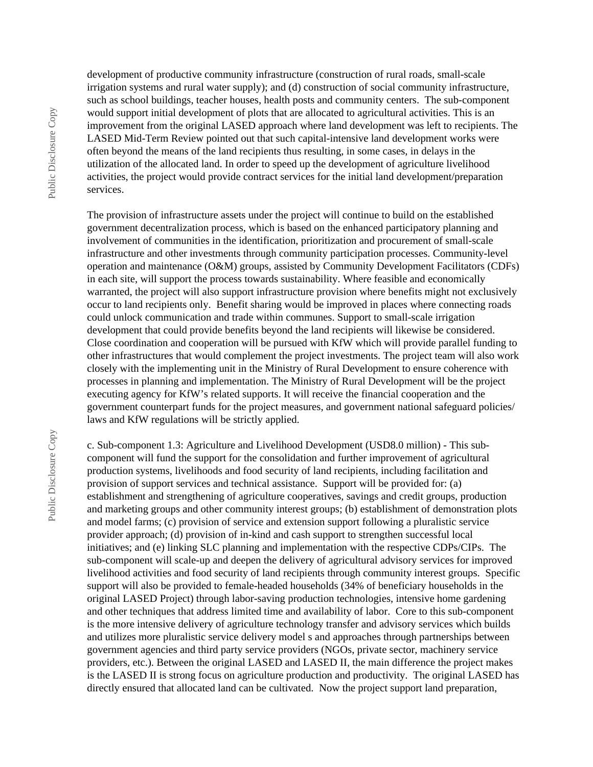development of productive community infrastructure (construction of rural roads, small-scale irrigation systems and rural water supply); and (d) construction of social community infrastructure, such as school buildings, teacher houses, health posts and community centers. The sub-component would support initial development of plots that are allocated to agricultural activities. This is an improvement from the original LASED approach where land development was left to recipients. The LASED Mid-Term Review pointed out that such capital-intensive land development works were often beyond the means of the land recipients thus resulting, in some cases, in delays in the utilization of the allocated land. In order to speed up the development of agriculture livelihood activities, the project would provide contract services for the initial land development/preparation services.

The provision of infrastructure assets under the project will continue to build on the established government decentralization process, which is based on the enhanced participatory planning and involvement of communities in the identification, prioritization and procurement of small-scale infrastructure and other investments through community participation processes. Community-level operation and maintenance (O&M) groups, assisted by Community Development Facilitators (CDFs) in each site, will support the process towards sustainability. Where feasible and economically warranted, the project will also support infrastructure provision where benefits might not exclusively occur to land recipients only. Benefit sharing would be improved in places where connecting roads could unlock communication and trade within communes. Support to small-scale irrigation development that could provide benefits beyond the land recipients will likewise be considered. Close coordination and cooperation will be pursued with KfW which will provide parallel funding to other infrastructures that would complement the project investments. The project team will also work closely with the implementing unit in the Ministry of Rural Development to ensure coherence with processes in planning and implementation. The Ministry of Rural Development will be the project executing agency for KfW's related supports. It will receive the financial cooperation and the government counterpart funds for the project measures, and government national safeguard policies/ laws and KfW regulations will be strictly applied.

c. Sub-component 1.3: Agriculture and Livelihood Development (USD8.0 million) - This sub-component will fund the support for the consolidation and further improvement of agricultural production systems, livelihoods and food security of land recipients, including facilitation and provision of support services and technical assistance. Support will be provided for: (a) establishment and strengthening of agriculture cooperatives, savings and credit groups, production and marketing groups and other community interest groups; (b) establishment of demonstration plots and model farms; (c) provision of service and extension support following a pluralistic service provider approach; (d) provision of in-kind and cash support to strengthen successful local initiatives; and (e) linking SLC planning and implementation with the respective CDPs/CIPs. The sub-component will scale-up and deepen the delivery of agricultural advisory services for improved livelihood activities and food security of land recipients through community interest groups. Specific support will also be provided to female-headed households (34% of beneficiary households in the original LASED Project) through labor-saving production technologies, intensive home gardening and other techniques that address limited time and availability of labor. Core to this sub-component is the more intensive delivery of agriculture technology transfer and advisory services which builds and utilizes more pluralistic service delivery model s and approaches through partnerships between government agencies and third party service providers (NGOs, private sector, machinery service providers, etc.). Between the original LASED and LASED II, the main difference the project makes is the LASED II is strong focus on agriculture production and productivity. The original LASED has directly ensured that allocated land can be cultivated. Now the project support land preparation,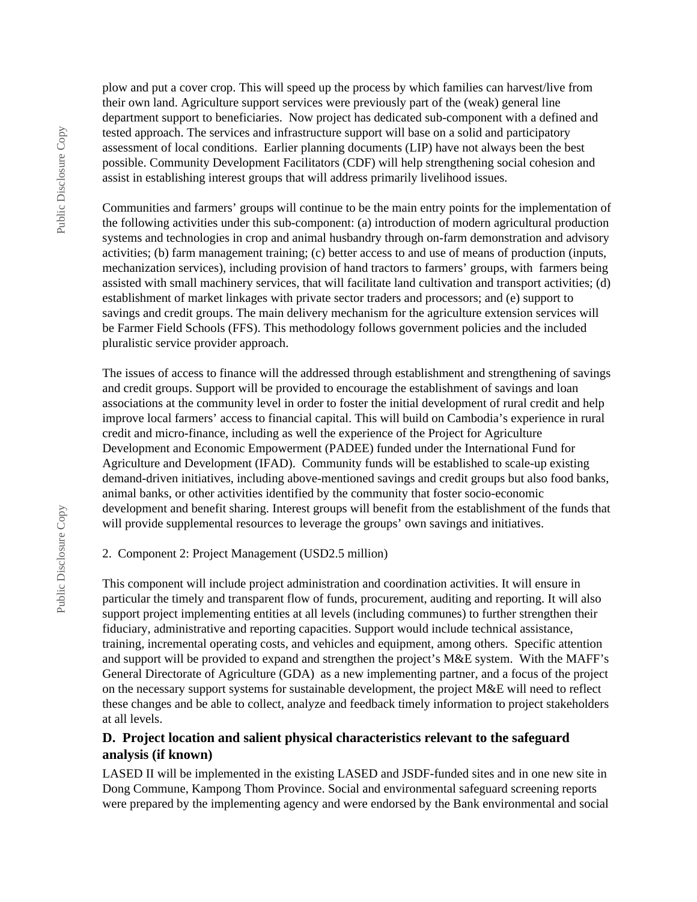plow and put a cover crop. This will speed up the process by which families can harvest/live from their own land. Agriculture support services were previously part of the (weak) general line department support to beneficiaries. Now project has dedicated sub-component with a defined and tested approach. The services and infrastructure support will base on a solid and participatory assessment of local conditions. Earlier planning documents (LIP) have not always been the best possible. Community Development Facilitators (CDF) will help strengthening social cohesion and assist in establishing interest groups that will address primarily livelihood issues.

Communities and farmers' groups will continue to be the main entry points for the implementation of the following activities under this sub-component: (a) introduction of modern agricultural production systems and technologies in crop and animal husbandry through on-farm demonstration and advisory activities; (b) farm management training; (c) better access to and use of means of production (inputs, mechanization services), including provision of hand tractors to farmers' groups, with farmers being assisted with small machinery services, that will facilitate land cultivation and transport activities; (d) establishment of market linkages with private sector traders and processors; and (e) support to savings and credit groups. The main delivery mechanism for the agriculture extension services will be Farmer Field Schools (FFS). This methodology follows government policies and the included pluralistic service provider approach.

The issues of access to finance will the addressed through establishment and strengthening of savings and credit groups. Support will be provided to encourage the establishment of savings and loan associations at the community level in order to foster the initial development of rural credit and help improve local farmers' access to financial capital. This will build on Cambodia's experience in rural credit and micro-finance, including as well the experience of the Project for Agriculture Development and Economic Empowerment (PADEE) funded under the International Fund for Agriculture and Development (IFAD). Community funds will be established to scale-up existing demand-driven initiatives, including above-mentioned savings and credit groups but also food banks, animal banks, or other activities identified by the community that foster socio-economic development and benefit sharing. Interest groups will benefit from the establishment of the funds that will provide supplemental resources to leverage the groups' own savings and initiatives.

2. Component 2: Project Management (USD2.5 million)

This component will include project administration and coordination activities. It will ensure in particular the timely and transparent flow of funds, procurement, auditing and reporting. It will also support project implementing entities at all levels (including communes) to further strengthen their fiduciary, administrative and reporting capacities. Support would include technical assistance, training, incremental operating costs, and vehicles and equipment, among others. Specific attention and support will be provided to expand and strengthen the project's M&E system. With the MAFF's General Directorate of Agriculture (GDA) as a new implementing partner, and a focus of the project on the necessary support systems for sustainable development, the project M&E will need to reflect these changes and be able to collect, analyze and feedback timely information to project stakeholders at all levels.

### D. Project location and salient physical characteristics relevant to the safeguard analysis (if known)

LASED II will be implemented in the existing LASED and JSDF-funded sites and in one new site in Dong Commune, Kampong Thom Province. Social and environmental safeguard screening reports were prepared by the implementing agency and were endorsed by the Bank environmental and social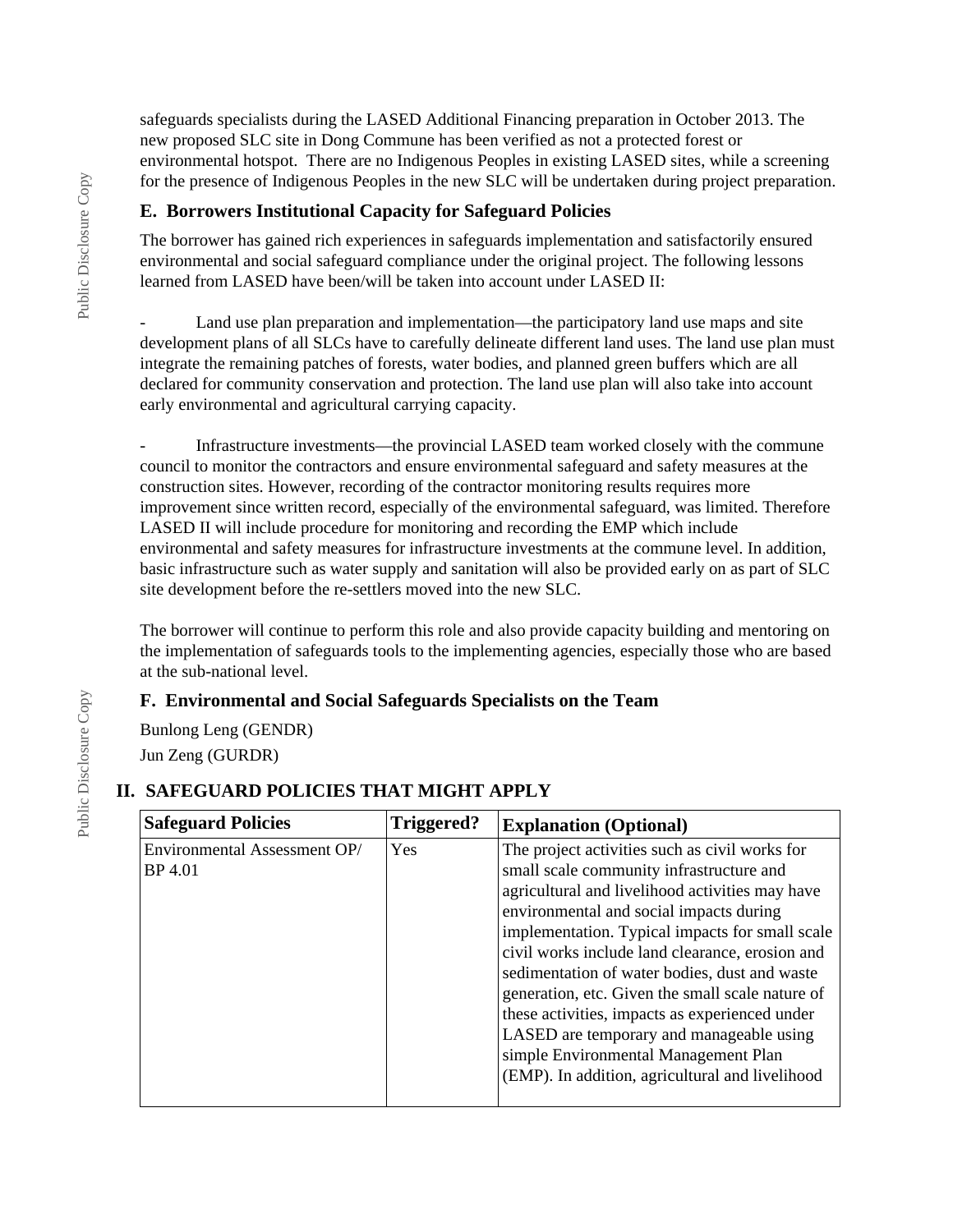safeguards specialists during the LASED Additional Financing preparation in October 2013. The new proposed SLC site in Dong Commune has been verified as not a protected forest or environmental hotspot. There are no Indigenous Peoples in existing LASED sites, while a screening for the presence of Indigenous Peoples in the new SLC will be undertaken during project preparation.

## E. Borrowers Institutional Capacity for Safeguard Policies

The borrower has gained rich experiences in safeguards implementation and satisfactorily ensured environmental and social safeguard compliance under the original project. The following lessons learned from LASED have been/will be taken into account under LASED II:

- Land use plan preparation and implementation—the participatory land use maps and site development plans of all SLCs have to carefully delineate different land uses. The land use plan must integrate the remaining patches of forests, water bodies, and planned green buffers which are all declared for community conservation and protection. The land use plan will also take into account early environmental and agricultural carrying capacity.

- Infrastructure investments—the provincial LASED team worked closely with the commune council to monitor the contractors and ensure environmental safeguard and safety measures at the construction sites. However, recording of the contractor monitoring results requires more improvement since written record, especially of the environmental safeguard, was limited. Therefore LASED II will include procedure for monitoring and recording the EMP which include environmental and safety measures for infrastructure investments at the commune level. In addition, basic infrastructure such as water supply and sanitation will also be provided early on as part of SLC site development before the re-settlers moved into the new SLC.

The borrower will continue to perform this role and also provide capacity building and mentoring on the implementation of safeguards tools to the implementing agencies, especially those who are based at the sub-national level.

## F. Environmental and Social Safeguards Specialists on the Team

Bunlong Leng (GENDR)

Jun Zeng (GURDR)

# II. SAFEGUARD POLICIES THAT MIGHT APPLY

| Safeguard Policies | Triggered? | Explanation (Optional) |
|---|---|---|
| Environmental Assessment OP/ BP 4.01 | Yes | The project activities such as civil works for small scale community infrastructure and agricultural and livelihood activities may have environmental and social impacts during implementation. Typical impacts for small scale civil works include land clearance, erosion and sedimentation of water bodies, dust and waste generation, etc. Given the small scale nature of these activities, impacts as experienced under LASED are temporary and manageable using simple Environmental Management Plan (EMP). In addition, agricultural and livelihood |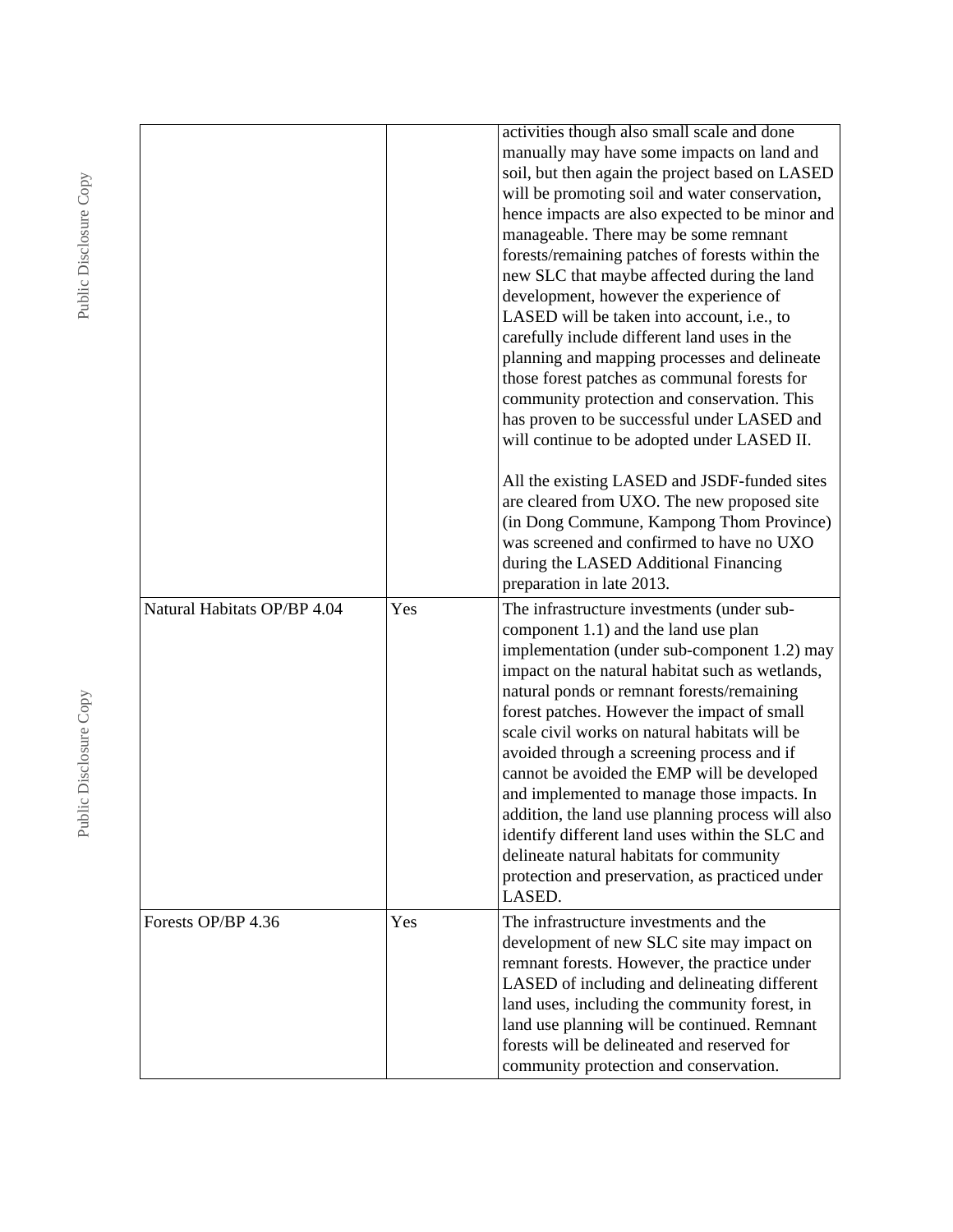| | | |
|---|---|---|
| | | activities though also small scale and done manually may have some impacts on land and soil, but then again the project based on LASED will be promoting soil and water conservation, hence impacts are also expected to be minor and manageable. There may be some remnant forests/remaining patches of forests within the new SLC that maybe affected during the land development, however the experience of LASED will be taken into account, i.e., to carefully include different land uses in the planning and mapping processes and delineate those forest patches as communal forests for community protection and conservation. This has proven to be successful under LASED and will continue to be adopted under LASED II.<br><br>All the existing LASED and JSDF-funded sites are cleared from UXO. The new proposed site (in Dong Commune, Kampong Thom Province) was screened and confirmed to have no UXO during the LASED Additional Financing preparation in late 2013. |
| Natural Habitats OP/BP 4.04 | Yes | The infrastructure investments (under sub-component 1.1) and the land use plan implementation (under sub-component 1.2) may impact on the natural habitat such as wetlands, natural ponds or remnant forests/remaining forest patches. However the impact of small scale civil works on natural habitats will be avoided through a screening process and if cannot be avoided the EMP will be developed and implemented to manage those impacts. In addition, the land use planning process will also identify different land uses within the SLC and delineate natural habitats for community protection and preservation, as practiced under LASED. |
| Forests OP/BP 4.36 | Yes | The infrastructure investments and the development of new SLC site may impact on remnant forests. However, the practice under LASED of including and delineating different land uses, including the community forest, in land use planning will be continued. Remnant forests will be delineated and reserved for community protection and conservation. |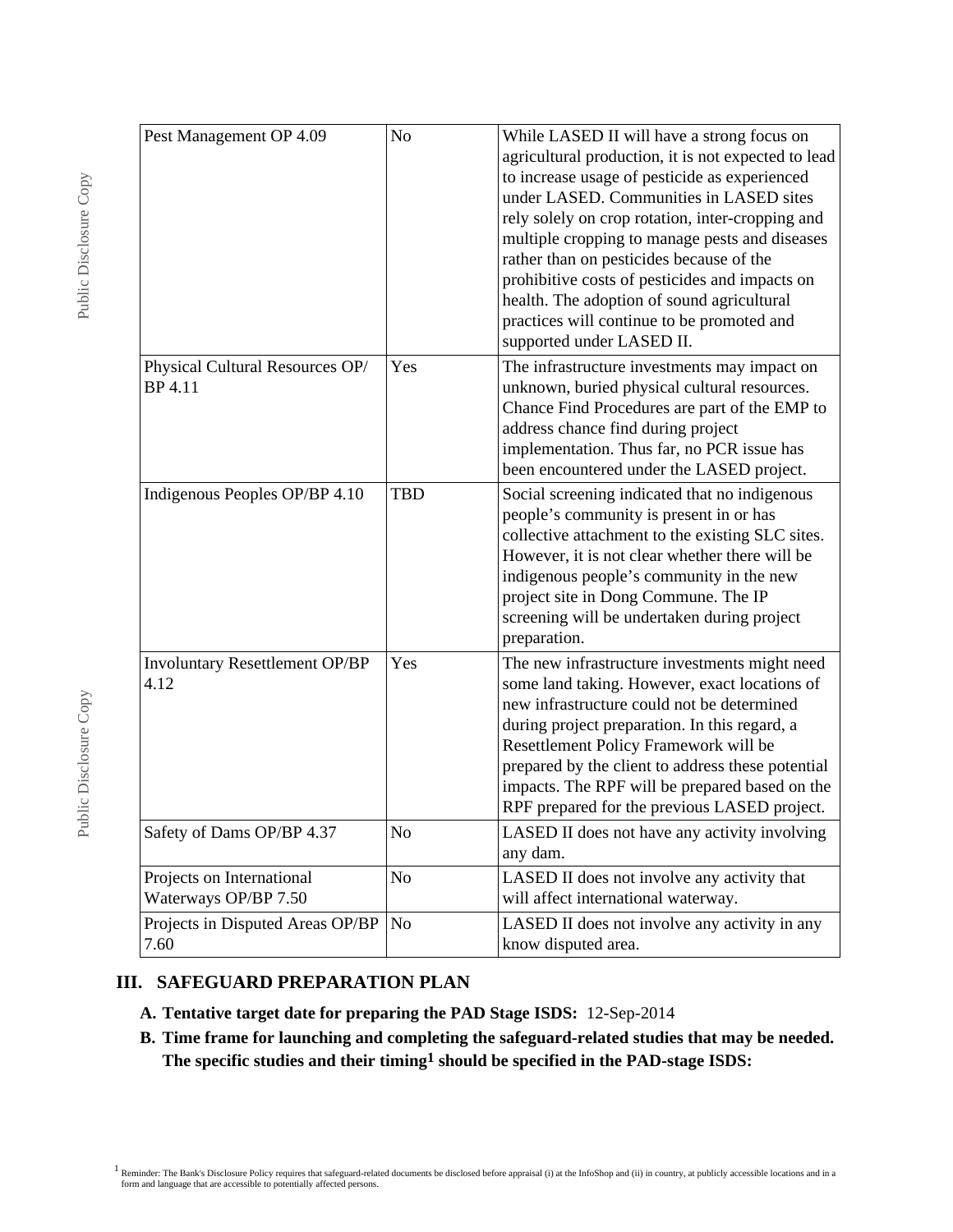| Pest Management OP 4.09 | No | While LASED II will have a strong focus on agricultural production, it is not expected to lead to increase usage of pesticide as experienced under LASED. Communities in LASED sites rely solely on crop rotation, inter-cropping and multiple cropping to manage pests and diseases rather than on pesticides because of the prohibitive costs of pesticides and impacts on health. The adoption of sound agricultural practices will continue to be promoted and supported under LASED II. |
|---|---|---|
| Physical Cultural Resources OP/ BP 4.11 | Yes | The infrastructure investments may impact on unknown, buried physical cultural resources. Chance Find Procedures are part of the EMP to address chance find during project implementation. Thus far, no PCR issue has been encountered under the LASED project. |
| Indigenous Peoples OP/BP 4.10 | TBD | Social screening indicated that no indigenous people's community is present in or has collective attachment to the existing SLC sites. However, it is not clear whether there will be indigenous people's community in the new project site in Dong Commune. The IP screening will be undertaken during project preparation. |
| Involuntary Resettlement OP/BP 4.12 | Yes | The new infrastructure investments might need some land taking. However, exact locations of new infrastructure could not be determined during project preparation. In this regard, a Resettlement Policy Framework will be prepared by the client to address these potential impacts. The RPF will be prepared based on the RPF prepared for the previous LASED project. |
| Safety of Dams OP/BP 4.37 | No | LASED II does not have any activity involving any dam. |
| Projects on International Waterways OP/BP 7.50 | No | LASED II does not involve any activity that will affect international waterway. |
| Projects in Disputed Areas OP/BP 7.60 | No | LASED II does not involve any activity in any know disputed area. |

## III. SAFEGUARD PREPARATION PLAN

**A. Tentative target date for preparing the PAD Stage ISDS:** 12-Sep-2014

**B. Time frame for launching and completing the safeguard-related studies that may be needed. The specific studies and their timing[1] should be specified in the PAD-stage ISDS:**

[1] Reminder: The Bank's Disclosure Policy requires that safeguard-related documents be disclosed before appraisal (i) at the InfoShop and (ii) in country, at publicly accessible locations and in a form and language that are accessible to potentially affected persons.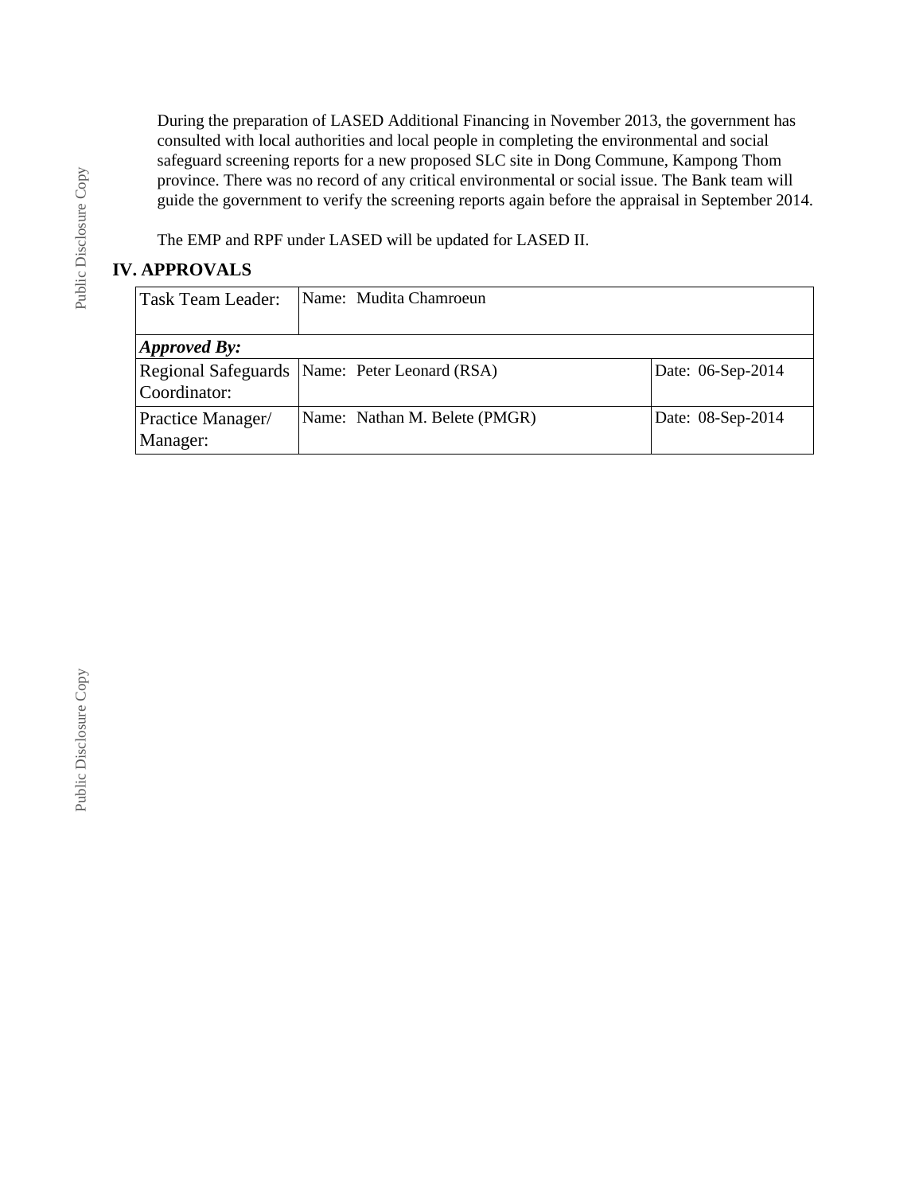During the preparation of LASED Additional Financing in November 2013, the government has consulted with local authorities and local people in completing the environmental and social safeguard screening reports for a new proposed SLC site in Dong Commune, Kampong Thom province. There was no record of any critical environmental or social issue. The Bank team will guide the government to verify the screening reports again before the appraisal in September 2014.

The EMP and RPF under LASED will be updated for LASED II.

## IV. APPROVALS

| | | |
|---|---|---|
| Task Team Leader: | Name: Mudita Chamroeun | |
| ***Approved By:*** | | |
| Regional Safeguards Coordinator: | Name: Peter Leonard (RSA) | Date: 06-Sep-2014 |
| Practice Manager/ Manager: | Name: Nathan M. Belete (PMGR) | Date: 08-Sep-2014 |